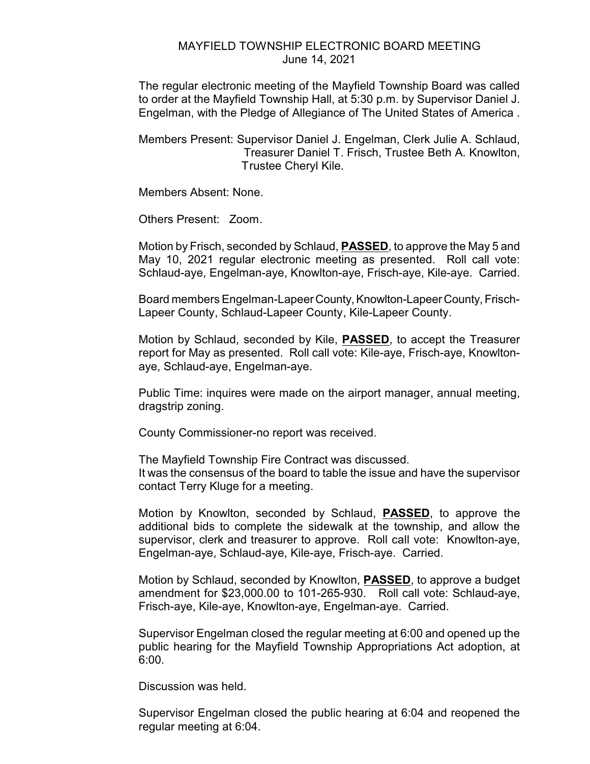# MAYFIELD TOWNSHIP ELECTRONIC BOARD MEETING
June 14, 2021

The regular electronic meeting of the Mayfield Township Board was called to order at the Mayfield Township Hall, at 5:30 p.m. by Supervisor Daniel J. Engelman, with the Pledge of Allegiance of The United States of America .

Members Present: Supervisor Daniel J. Engelman, Clerk Julie A. Schlaud, Treasurer Daniel T. Frisch, Trustee Beth A. Knowlton, Trustee Cheryl Kile.

Members Absent: None.

Others Present: Zoom.

Motion by Frisch, seconded by Schlaud, **PASSED**, to approve the May 5 and May 10, 2021 regular electronic meeting as presented. Roll call vote: Schlaud-aye, Engelman-aye, Knowlton-aye, Frisch-aye, Kile-aye. Carried.

Board members Engelman-Lapeer County, Knowlton-Lapeer County, Frisch-Lapeer County, Schlaud-Lapeer County, Kile-Lapeer County.

Motion by Schlaud, seconded by Kile, **PASSED**, to accept the Treasurer report for May as presented. Roll call vote: Kile-aye, Frisch-aye, Knowlton-aye, Schlaud-aye, Engelman-aye.

Public Time: inquires were made on the airport manager, annual meeting, dragstrip zoning.

County Commissioner-no report was received.

The Mayfield Township Fire Contract was discussed.
It was the consensus of the board to table the issue and have the supervisor contact Terry Kluge for a meeting.

Motion by Knowlton, seconded by Schlaud, **PASSED**, to approve the additional bids to complete the sidewalk at the township, and allow the supervisor, clerk and treasurer to approve. Roll call vote: Knowlton-aye, Engelman-aye, Schlaud-aye, Kile-aye, Frisch-aye. Carried.

Motion by Schlaud, seconded by Knowlton, **PASSED**, to approve a budget amendment for $23,000.00 to 101-265-930. Roll call vote: Schlaud-aye, Frisch-aye, Kile-aye, Knowlton-aye, Engelman-aye. Carried.

Supervisor Engelman closed the regular meeting at 6:00 and opened up the public hearing for the Mayfield Township Appropriations Act adoption, at 6:00.

Discussion was held.

Supervisor Engelman closed the public hearing at 6:04 and reopened the regular meeting at 6:04.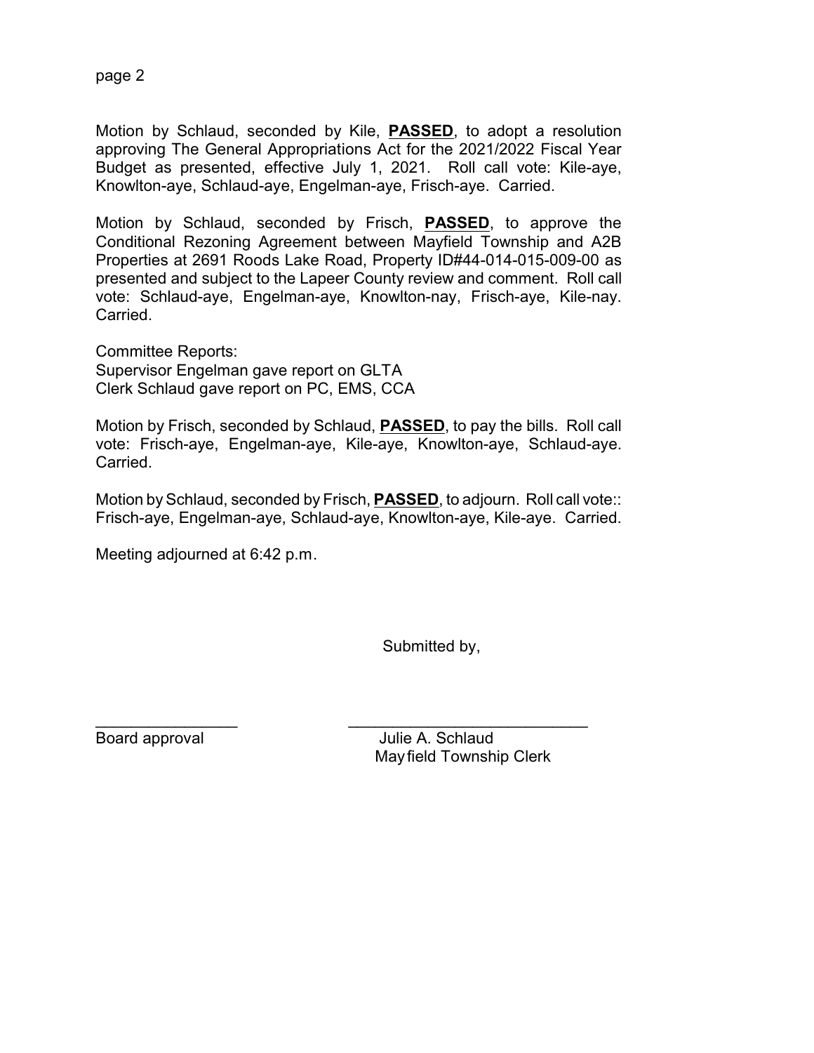Motion by Schlaud, seconded by Kile, **PASSED**, to adopt a resolution approving The General Appropriations Act for the 2021/2022 Fiscal Year Budget as presented, effective July 1, 2021. Roll call vote: Kile-aye, Knowlton-aye, Schlaud-aye, Engelman-aye, Frisch-aye. Carried.

Motion by Schlaud, seconded by Frisch, **PASSED**, to approve the Conditional Rezoning Agreement between Mayfield Township and A2B Properties at 2691 Roods Lake Road, Property ID#44-014-015-009-00 as presented and subject to the Lapeer County review and comment. Roll call vote: Schlaud-aye, Engelman-aye, Knowlton-nay, Frisch-aye, Kile-nay. Carried.

Committee Reports:
Supervisor Engelman gave report on GLTA
Clerk Schlaud gave report on PC, EMS, CCA

Motion by Frisch, seconded by Schlaud, **PASSED**, to pay the bills. Roll call vote: Frisch-aye, Engelman-aye, Kile-aye, Knowlton-aye, Schlaud-aye. Carried.

Motion by Schlaud, seconded by Frisch, **PASSED**, to adjourn. Roll call vote:: Frisch-aye, Engelman-aye, Schlaud-aye, Knowlton-aye, Kile-aye. Carried.

Meeting adjourned at 6:42 p.m.

Submitted by,

________________ ____________________________
Board approval Julie A. Schlaud
Mayfield Township Clerk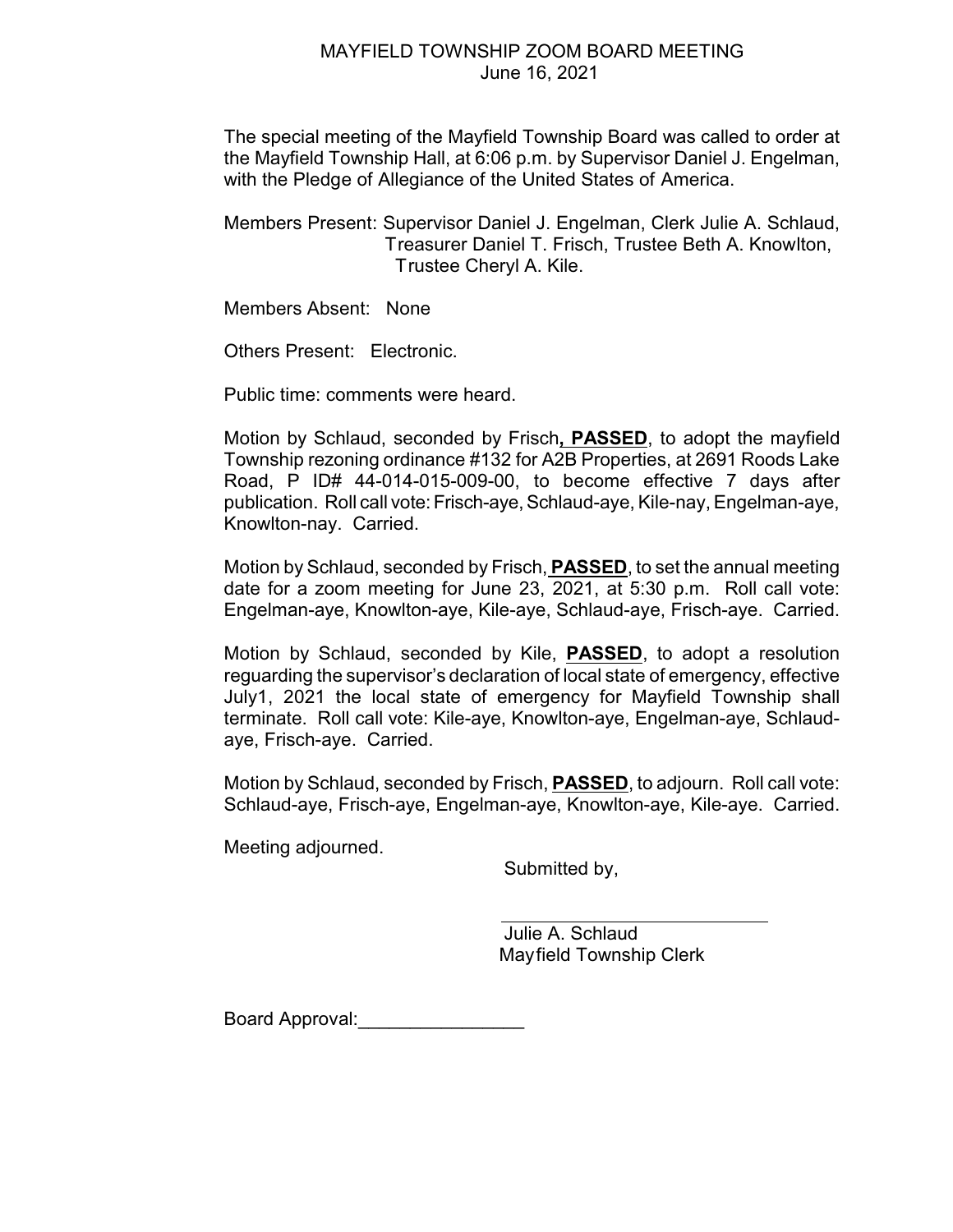# MAYFIELD TOWNSHIP ZOOM BOARD MEETING
June 16, 2021

The special meeting of the Mayfield Township Board was called to order at the Mayfield Township Hall, at 6:06 p.m. by Supervisor Daniel J. Engelman, with the Pledge of Allegiance of the United States of America.

Members Present: Supervisor Daniel J. Engelman, Clerk Julie A. Schlaud, Treasurer Daniel T. Frisch, Trustee Beth A. Knowlton, Trustee Cheryl A. Kile.

Members Absent: None

Others Present: Electronic.

Public time: comments were heard.

Motion by Schlaud, seconded by Frisch**, PASSED**, to adopt the mayfield Township rezoning ordinance #132 for A2B Properties, at 2691 Roods Lake Road, P ID# 44-014-015-009-00, to become effective 7 days after publication. Roll call vote: Frisch-aye, Schlaud-aye, Kile-nay, Engelman-aye, Knowlton-nay. Carried.

Motion by Schlaud, seconded by Frisch, **PASSED**, to set the annual meeting date for a zoom meeting for June 23, 2021, at 5:30 p.m. Roll call vote: Engelman-aye, Knowlton-aye, Kile-aye, Schlaud-aye, Frisch-aye. Carried.

Motion by Schlaud, seconded by Kile, **PASSED**, to adopt a resolution reguarding the supervisor's declaration of local state of emergency, effective July1, 2021 the local state of emergency for Mayfield Township shall terminate. Roll call vote: Kile-aye, Knowlton-aye, Engelman-aye, Schlaud-aye, Frisch-aye. Carried.

Motion by Schlaud, seconded by Frisch, **PASSED**, to adjourn. Roll call vote: Schlaud-aye, Frisch-aye, Engelman-aye, Knowlton-aye, Kile-aye. Carried.

Meeting adjourned.

Submitted by,

\_\_\_\_\_\_\_\_\_\_\_\_\_\_\_\_\_\_\_\_\_\_\_\_\_\_\_\_

Julie A. Schlaud
Mayfield Township Clerk

Board Approval:\_\_\_\_\_\_\_\_\_\_\_\_\_\_\_\_